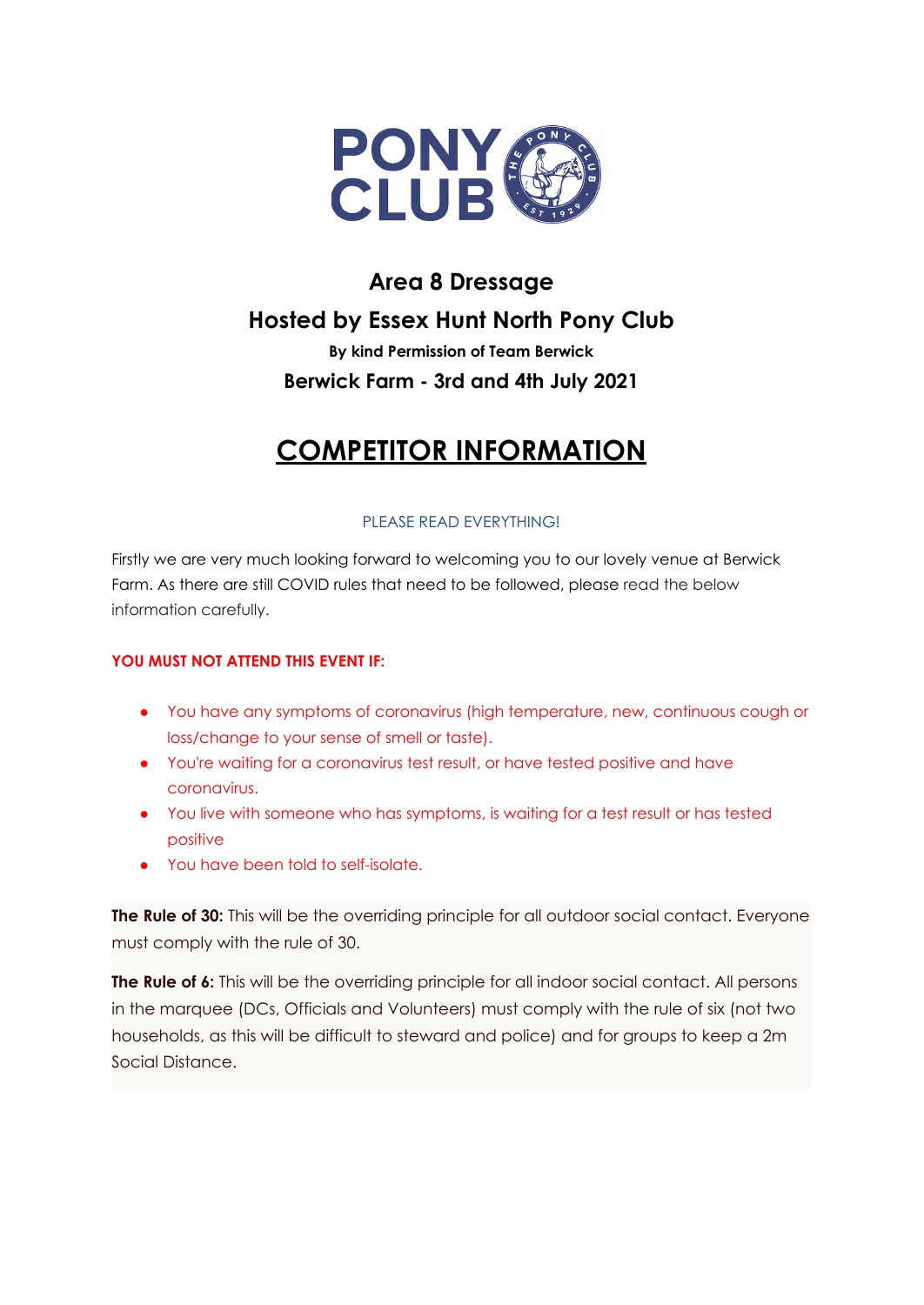PONY CLUB

# Area 8 Dressage

## Hosted by Essex Hunt North Pony Club

**By kind Permission of Team Berwick**

**Berwick Farm - 3rd and 4th July 2021**

# COMPETITOR INFORMATION

PLEASE READ EVERYTHING!

Firstly we are very much looking forward to welcoming you to our lovely venue at Berwick Farm. As there are still COVID rules that need to be followed, please read the below information carefully.

**YOU MUST NOT ATTEND THIS EVENT IF:**

- You have any symptoms of coronavirus (high temperature, new, continuous cough or loss/change to your sense of smell or taste).
- You're waiting for a coronavirus test result, or have tested positive and have coronavirus.
- You live with someone who has symptoms, is waiting for a test result or has tested positive
- You have been told to self-isolate.

**The Rule of 30:** This will be the overriding principle for all outdoor social contact. Everyone must comply with the rule of 30.

**The Rule of 6:** This will be the overriding principle for all indoor social contact. All persons in the marquee (DCs, Officials and Volunteers) must comply with the rule of six (not two households, as this will be difficult to steward and police) and for groups to keep a 2m Social Distance.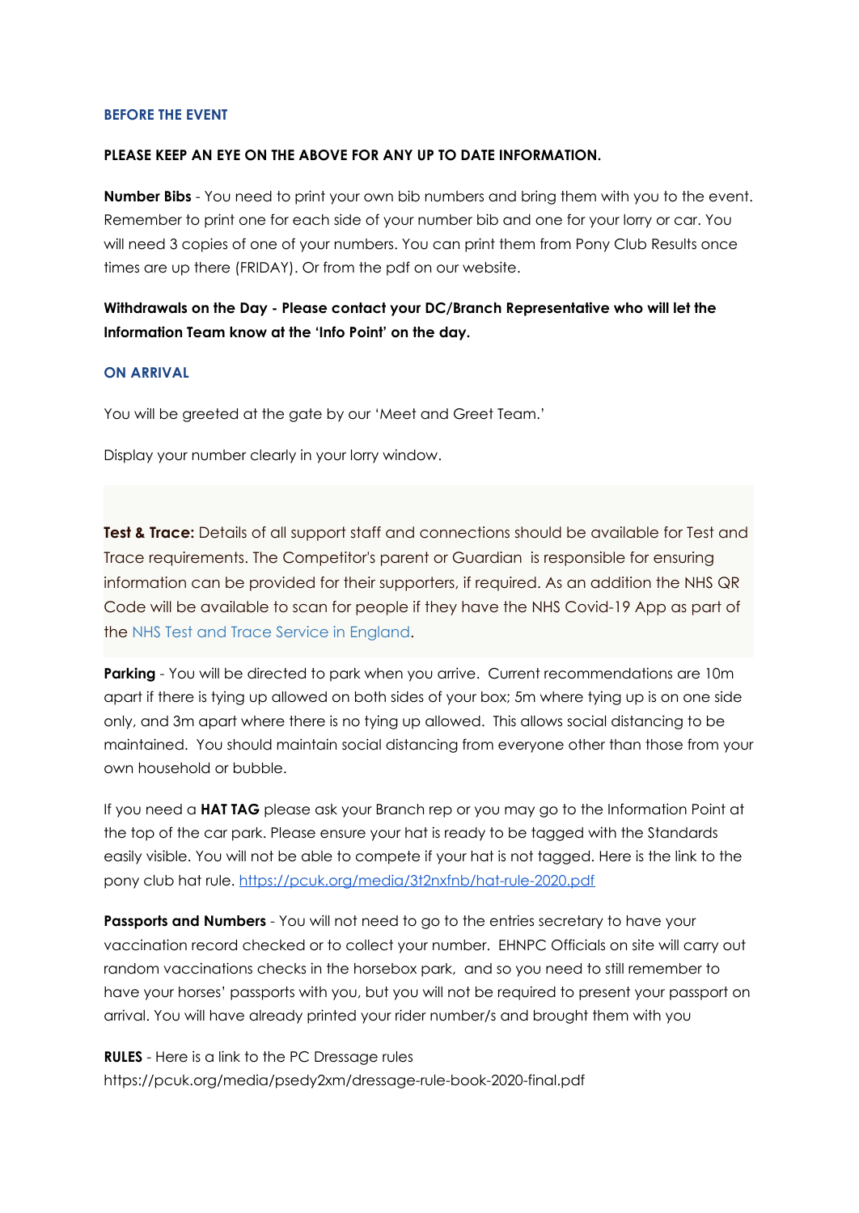## BEFORE THE EVENT

**PLEASE KEEP AN EYE ON THE ABOVE FOR ANY UP TO DATE INFORMATION.**

**Number Bibs** - You need to print your own bib numbers and bring them with you to the event. Remember to print one for each side of your number bib and one for your lorry or car. You will need 3 copies of one of your numbers. You can print them from Pony Club Results once times are up there (FRIDAY). Or from the pdf on our website.

**Withdrawals on the Day - Please contact your DC/Branch Representative who will let the Information Team know at the 'Info Point' on the day.**

## ON ARRIVAL

You will be greeted at the gate by our 'Meet and Greet Team.'

Display your number clearly in your lorry window.

**Test & Trace:** Details of all support staff and connections should be available for Test and Trace requirements. The Competitor's parent or Guardian is responsible for ensuring information can be provided for their supporters, if required. As an addition the NHS QR Code will be available to scan for people if they have the NHS Covid-19 App as part of the NHS Test and Trace Service in England.

**Parking** - You will be directed to park when you arrive. Current recommendations are 10m apart if there is tying up allowed on both sides of your box; 5m where tying up is on one side only, and 3m apart where there is no tying up allowed. This allows social distancing to be maintained. You should maintain social distancing from everyone other than those from your own household or bubble.

If you need a **HAT TAG** please ask your Branch rep or you may go to the Information Point at the top of the car park. Please ensure your hat is ready to be tagged with the Standards easily visible. You will not be able to compete if your hat is not tagged. Here is the link to the pony club hat rule. https://pcuk.org/media/3t2nxfnb/hat-rule-2020.pdf

**Passports and Numbers** - You will not need to go to the entries secretary to have your vaccination record checked or to collect your number. EHNPC Officials on site will carry out random vaccinations checks in the horsebox park, and so you need to still remember to have your horses' passports with you, but you will not be required to present your passport on arrival. You will have already printed your rider number/s and brought them with you

**RULES** - Here is a link to the PC Dressage rules
https://pcuk.org/media/psedy2xm/dressage-rule-book-2020-final.pdf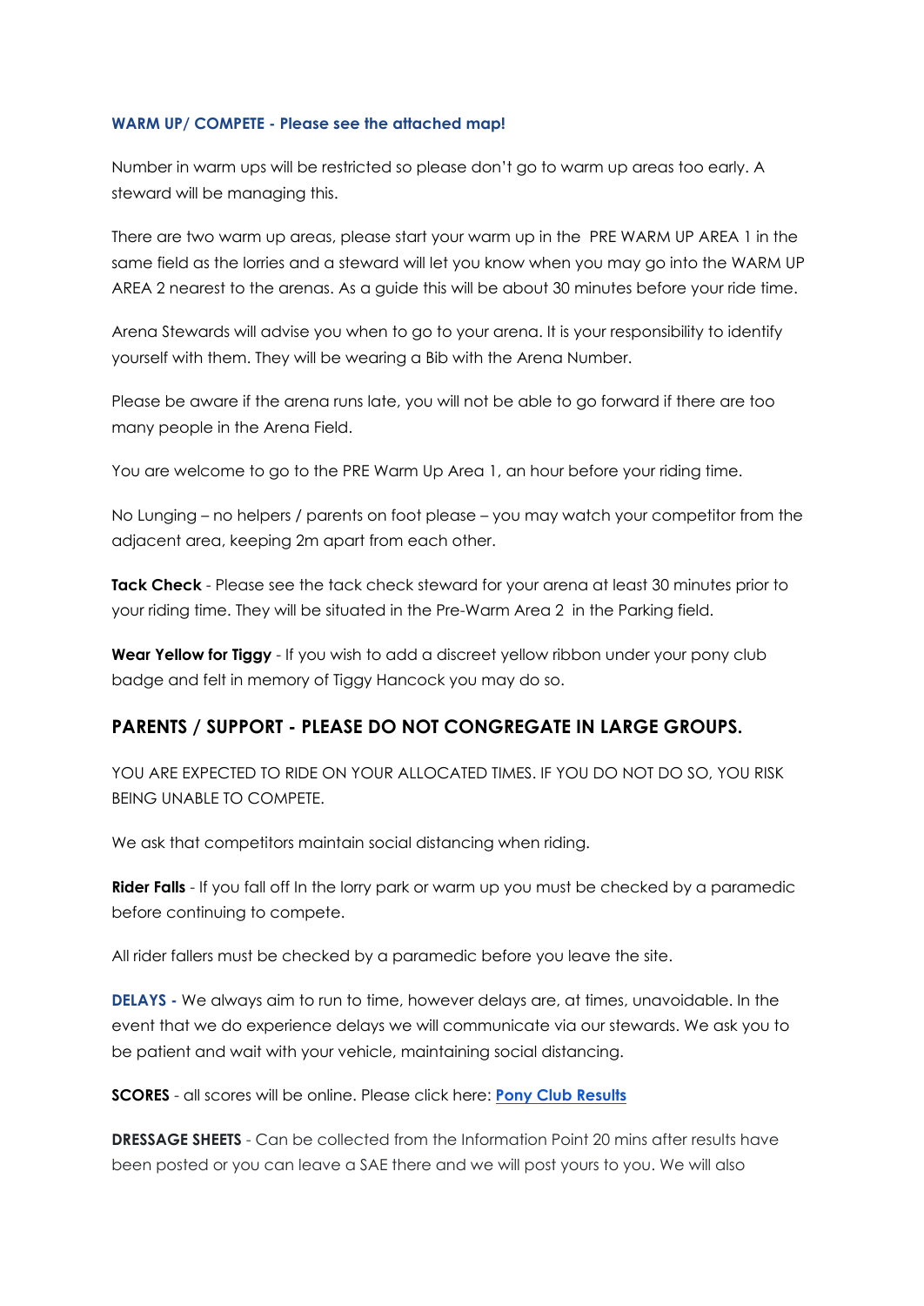**WARM UP/ COMPETE - Please see the attached map!**

Number in warm ups will be restricted so please don't go to warm up areas too early. A steward will be managing this.

There are two warm up areas, please start your warm up in the PRE WARM UP AREA 1 in the same field as the lorries and a steward will let you know when you may go into the WARM UP AREA 2 nearest to the arenas. As a guide this will be about 30 minutes before your ride time.

Arena Stewards will advise you when to go to your arena. It is your responsibility to identify yourself with them. They will be wearing a Bib with the Arena Number.

Please be aware if the arena runs late, you will not be able to go forward if there are too many people in the Arena Field.

You are welcome to go to the PRE Warm Up Area 1, an hour before your riding time.

No Lunging – no helpers / parents on foot please – you may watch your competitor from the adjacent area, keeping 2m apart from each other.

**Tack Check** - Please see the tack check steward for your arena at least 30 minutes prior to your riding time. They will be situated in the Pre-Warm Area 2 in the Parking field.

**Wear Yellow for Tiggy** - If you wish to add a discreet yellow ribbon under your pony club badge and felt in memory of Tiggy Hancock you may do so.

## PARENTS / SUPPORT - PLEASE DO NOT CONGREGATE IN LARGE GROUPS.

YOU ARE EXPECTED TO RIDE ON YOUR ALLOCATED TIMES. IF YOU DO NOT DO SO, YOU RISK BEING UNABLE TO COMPETE.

We ask that competitors maintain social distancing when riding.

**Rider Falls** - If you fall off In the lorry park or warm up you must be checked by a paramedic before continuing to compete.

All rider fallers must be checked by a paramedic before you leave the site.

**DELAYS -** We always aim to run to time, however delays are, at times, unavoidable. In the event that we do experience delays we will communicate via our stewards. We ask you to be patient and wait with your vehicle, maintaining social distancing.

**SCORES** - all scores will be online. Please click here: **Pony Club Results**

**DRESSAGE SHEETS** - Can be collected from the Information Point 20 mins after results have been posted or you can leave a SAE there and we will post yours to you. We will also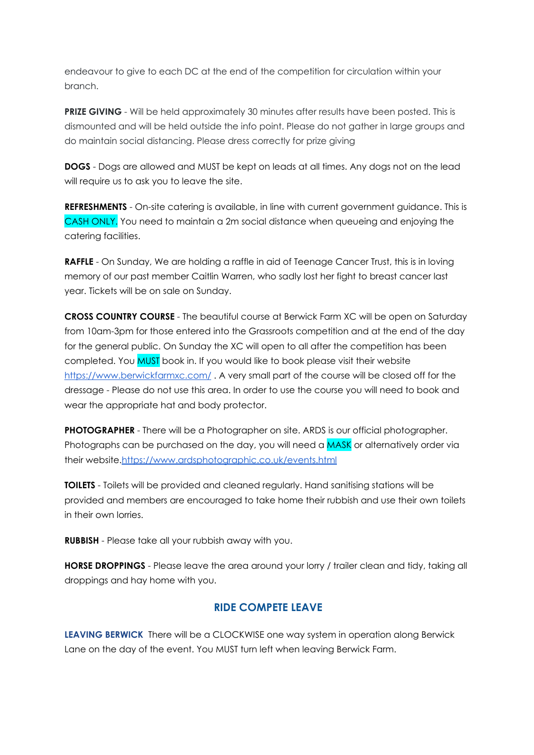endeavour to give to each DC at the end of the competition for circulation within your branch.

**PRIZE GIVING** - Will be held approximately 30 minutes after results have been posted. This is dismounted and will be held outside the info point. Please do not gather in large groups and do maintain social distancing. Please dress correctly for prize giving

**DOGS** - Dogs are allowed and MUST be kept on leads at all times. Any dogs not on the lead will require us to ask you to leave the site.

**REFRESHMENTS** - On-site catering is available, in line with current government guidance. This is CASH ONLY. You need to maintain a 2m social distance when queueing and enjoying the catering facilities.

**RAFFLE** - On Sunday, We are holding a raffle in aid of Teenage Cancer Trust, this is in loving memory of our past member Caitlin Warren, who sadly lost her fight to breast cancer last year. Tickets will be on sale on Sunday.

**CROSS COUNTRY COURSE** - The beautiful course at Berwick Farm XC will be open on Saturday from 10am-3pm for those entered into the Grassroots competition and at the end of the day for the general public. On Sunday the XC will open to all after the competition has been completed. You MUST book in. If you would like to book please visit their website https://www.berwickfarmxc.com/ . A very small part of the course will be closed off for the dressage - Please do not use this area. In order to use the course you will need to book and wear the appropriate hat and body protector.

**PHOTOGRAPHER** - There will be a Photographer on site. ARDS is our official photographer. Photographs can be purchased on the day, you will need a MASK or alternatively order via their website.https://www.ardsphotographic.co.uk/events.html

**TOILETS** - Toilets will be provided and cleaned regularly. Hand sanitising stations will be provided and members are encouraged to take home their rubbish and use their own toilets in their own lorries.

**RUBBISH** - Please take all your rubbish away with you.

**HORSE DROPPINGS** - Please leave the area around your lorry / trailer clean and tidy, taking all droppings and hay home with you.

## RIDE COMPETE LEAVE

**LEAVING BERWICK** There will be a CLOCKWISE one way system in operation along Berwick Lane on the day of the event. You MUST turn left when leaving Berwick Farm.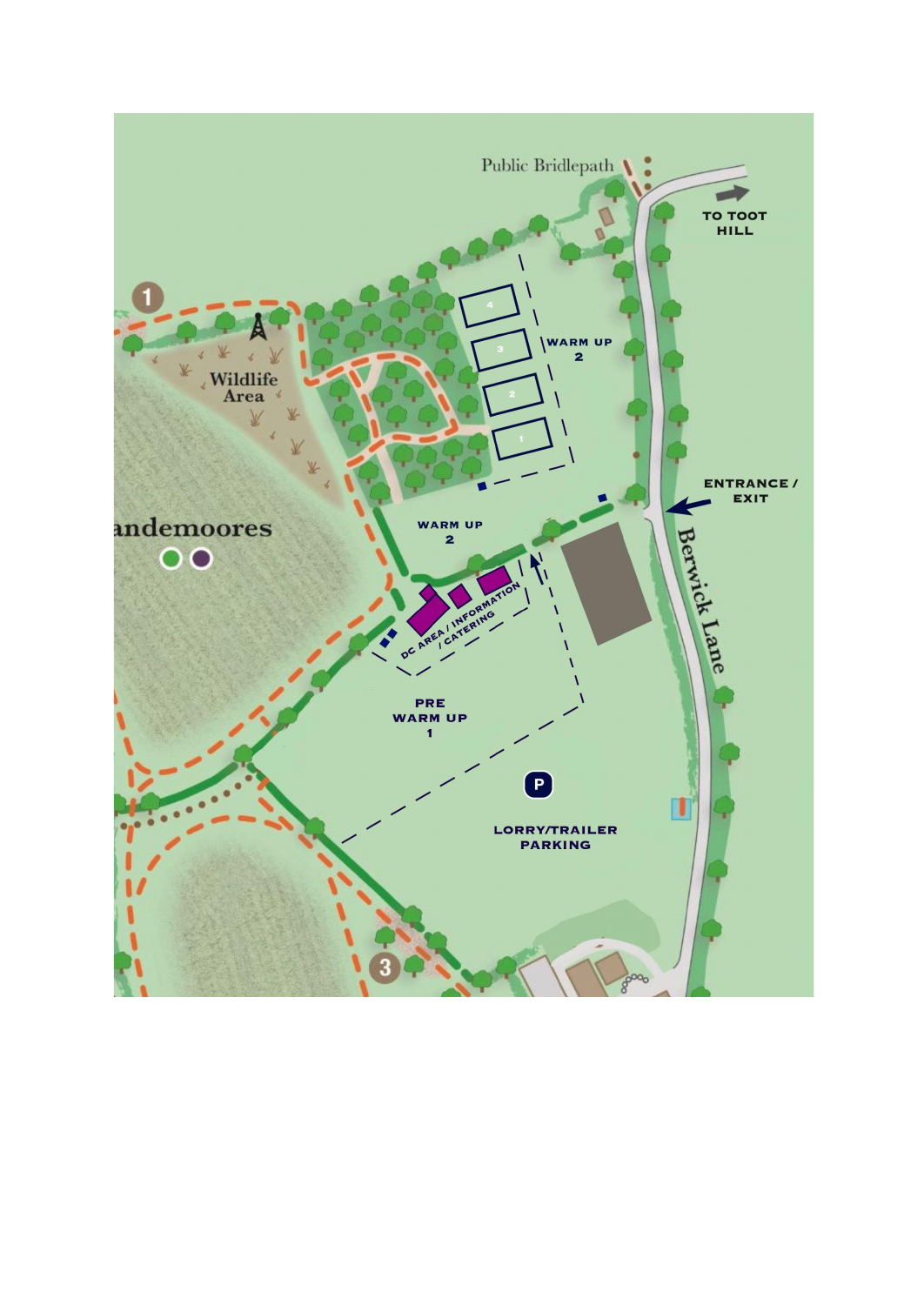Public Bridlepath

TO TOOT HILL

Wildlife Area

andemoores

WARM UP 2

4

3

2

1

WARM UP 2

ENTRANCE / EXIT

Berwick Lane

DC AREA / INFORMATION / CATERING

PRE WARM UP 1

P

LORRY/TRAILER PARKING

1

3